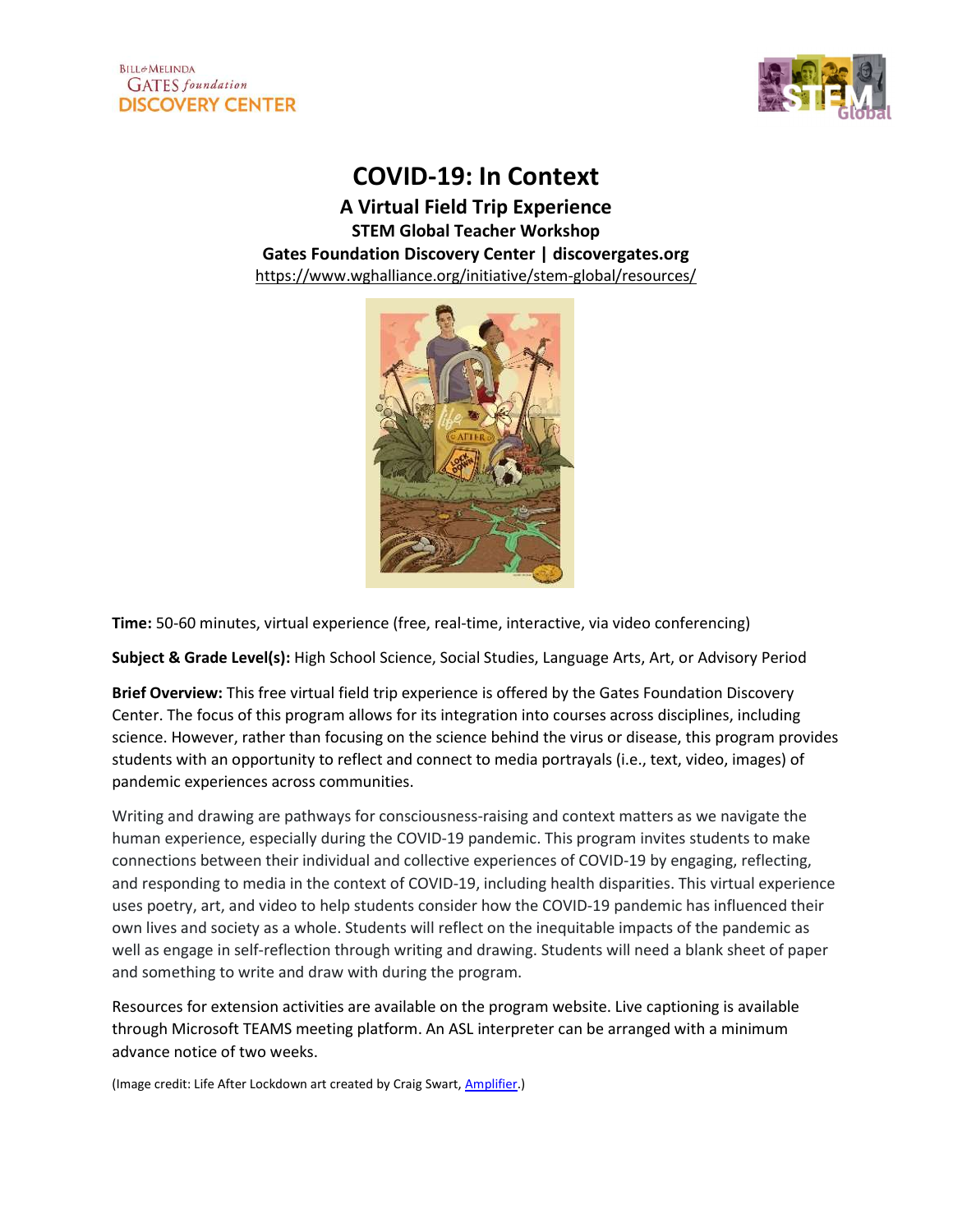BILL & MELINDA GATES foundation DISCOVERY CENTER

# COVID-19: In Context

## A Virtual Field Trip Experience

### STEM Global Teacher Workshop

### Gates Foundation Discovery Center | discovergates.org

https://www.wghalliance.org/initiative/stem-global/resources/

**Time:** 50-60 minutes, virtual experience (free, real-time, interactive, via video conferencing)

**Subject & Grade Level(s):** High School Science, Social Studies, Language Arts, Art, or Advisory Period

**Brief Overview:** This free virtual field trip experience is offered by the Gates Foundation Discovery Center. The focus of this program allows for its integration into courses across disciplines, including science. However, rather than focusing on the science behind the virus or disease, this program provides students with an opportunity to reflect and connect to media portrayals (i.e., text, video, images) of pandemic experiences across communities.

Writing and drawing are pathways for consciousness-raising and context matters as we navigate the human experience, especially during the COVID-19 pandemic. This program invites students to make connections between their individual and collective experiences of COVID-19 by engaging, reflecting, and responding to media in the context of COVID-19, including health disparities. This virtual experience uses poetry, art, and video to help students consider how the COVID-19 pandemic has influenced their own lives and society as a whole. Students will reflect on the inequitable impacts of the pandemic as well as engage in self-reflection through writing and drawing. Students will need a blank sheet of paper and something to write and draw with during the program.

Resources for extension activities are available on the program website. Live captioning is available through Microsoft TEAMS meeting platform. An ASL interpreter can be arranged with a minimum advance notice of two weeks.

(Image credit: Life After Lockdown art created by Craig Swart, Amplifier.)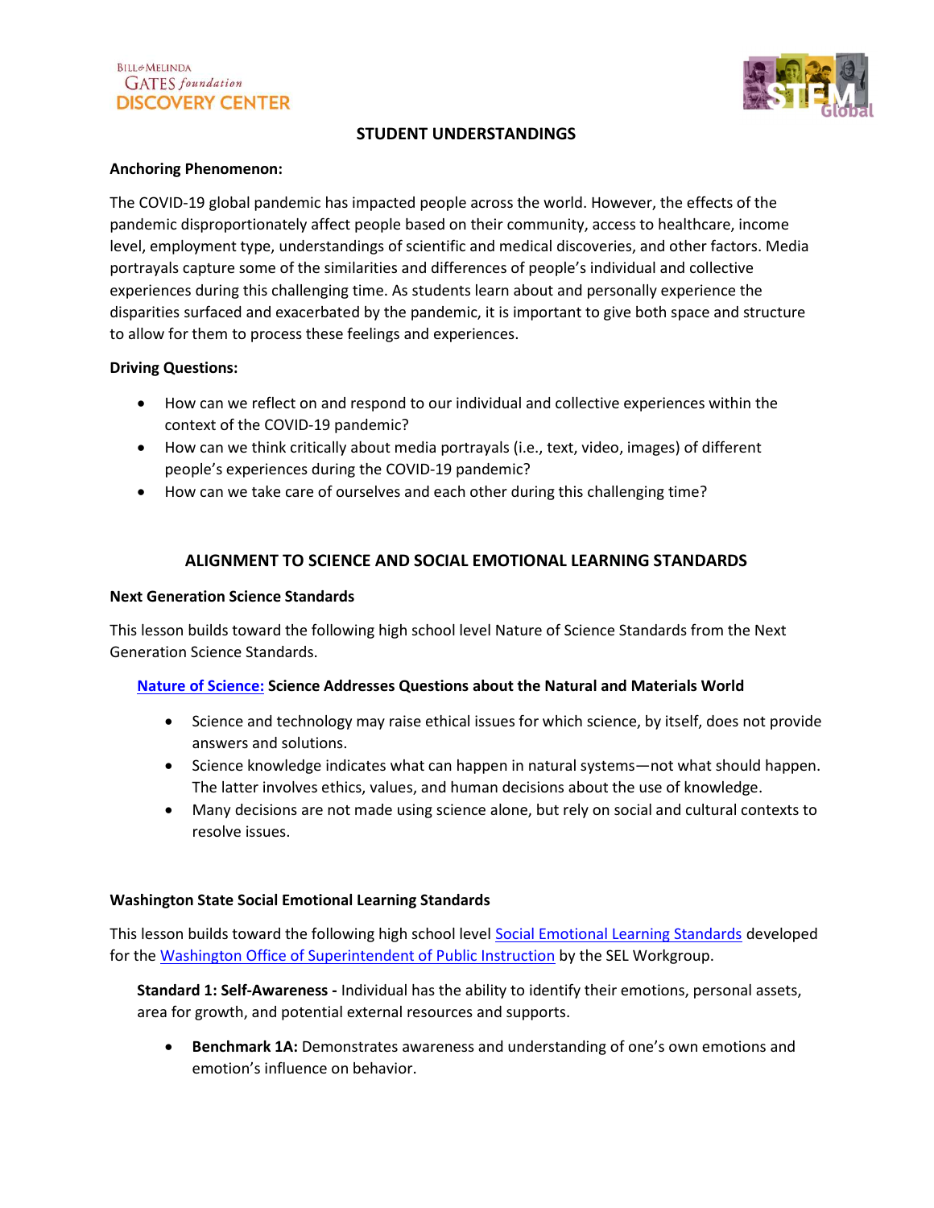## STUDENT UNDERSTANDINGS

**Anchoring Phenomenon:**

The COVID-19 global pandemic has impacted people across the world. However, the effects of the pandemic disproportionately affect people based on their community, access to healthcare, income level, employment type, understandings of scientific and medical discoveries, and other factors. Media portrayals capture some of the similarities and differences of people's individual and collective experiences during this challenging time. As students learn about and personally experience the disparities surfaced and exacerbated by the pandemic, it is important to give both space and structure to allow for them to process these feelings and experiences.

**Driving Questions:**

- How can we reflect on and respond to our individual and collective experiences within the context of the COVID-19 pandemic?
- How can we think critically about media portrayals (i.e., text, video, images) of different people's experiences during the COVID-19 pandemic?
- How can we take care of ourselves and each other during this challenging time?

## ALIGNMENT TO SCIENCE AND SOCIAL EMOTIONAL LEARNING STANDARDS

**Next Generation Science Standards**

This lesson builds toward the following high school level Nature of Science Standards from the Next Generation Science Standards.

**Nature of Science: Science Addresses Questions about the Natural and Materials World**

- Science and technology may raise ethical issues for which science, by itself, does not provide answers and solutions.
- Science knowledge indicates what can happen in natural systems—not what should happen. The latter involves ethics, values, and human decisions about the use of knowledge.
- Many decisions are not made using science alone, but rely on social and cultural contexts to resolve issues.

**Washington State Social Emotional Learning Standards**

This lesson builds toward the following high school level Social Emotional Learning Standards developed for the Washington Office of Superintendent of Public Instruction by the SEL Workgroup.

**Standard 1: Self-Awareness -** Individual has the ability to identify their emotions, personal assets, area for growth, and potential external resources and supports.

- **Benchmark 1A:** Demonstrates awareness and understanding of one's own emotions and emotion's influence on behavior.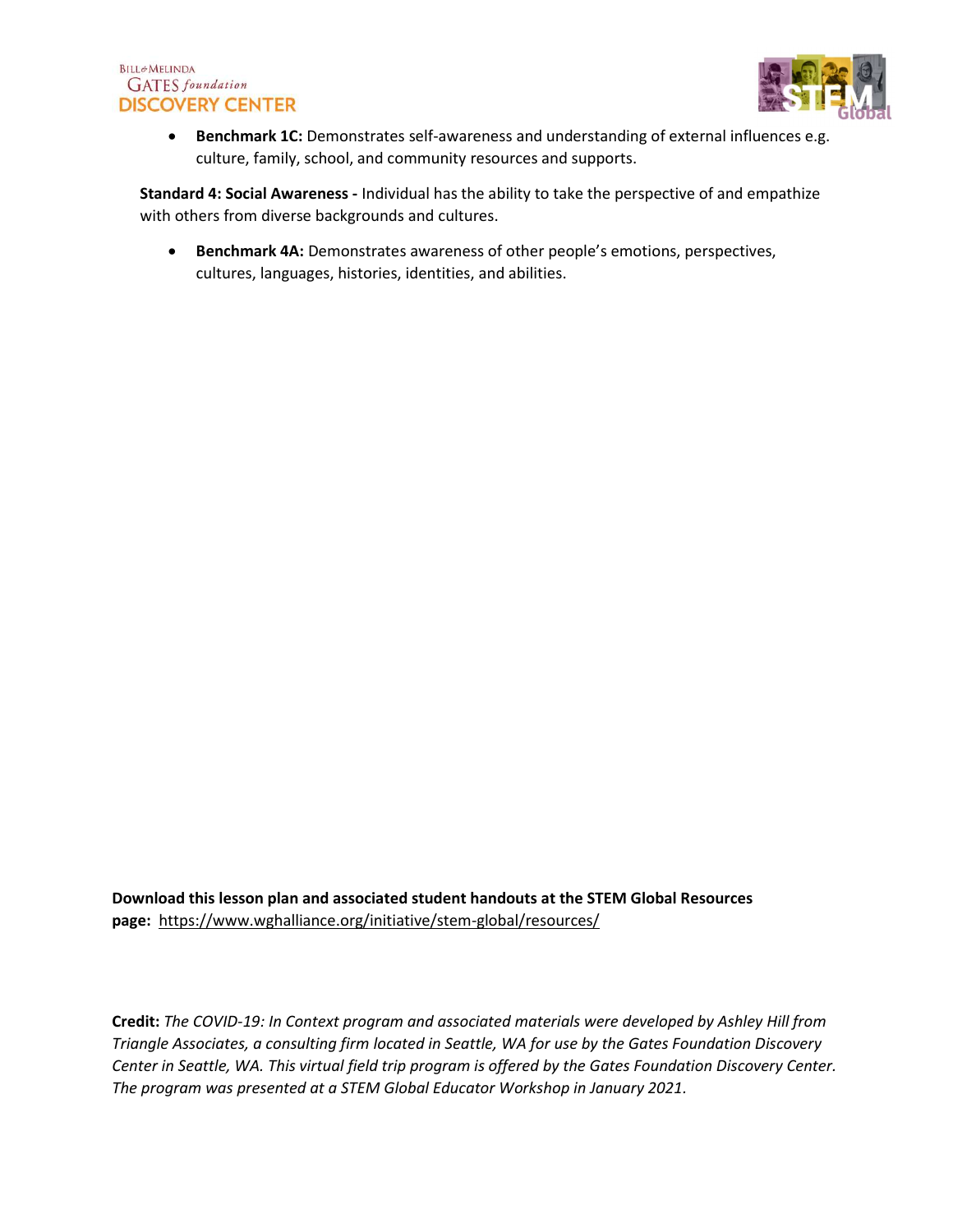- **Benchmark 1C:** Demonstrates self-awareness and understanding of external influences e.g. culture, family, school, and community resources and supports.

**Standard 4: Social Awareness -** Individual has the ability to take the perspective of and empathize with others from diverse backgrounds and cultures.

- **Benchmark 4A:** Demonstrates awareness of other people's emotions, perspectives, cultures, languages, histories, identities, and abilities.

**Download this lesson plan and associated student handouts at the STEM Global Resources page:** https://www.wghalliance.org/initiative/stem-global/resources/

**Credit:** *The COVID-19: In Context program and associated materials were developed by Ashley Hill from Triangle Associates, a consulting firm located in Seattle, WA for use by the Gates Foundation Discovery Center in Seattle, WA. This virtual field trip program is offered by the Gates Foundation Discovery Center. The program was presented at a STEM Global Educator Workshop in January 2021.*